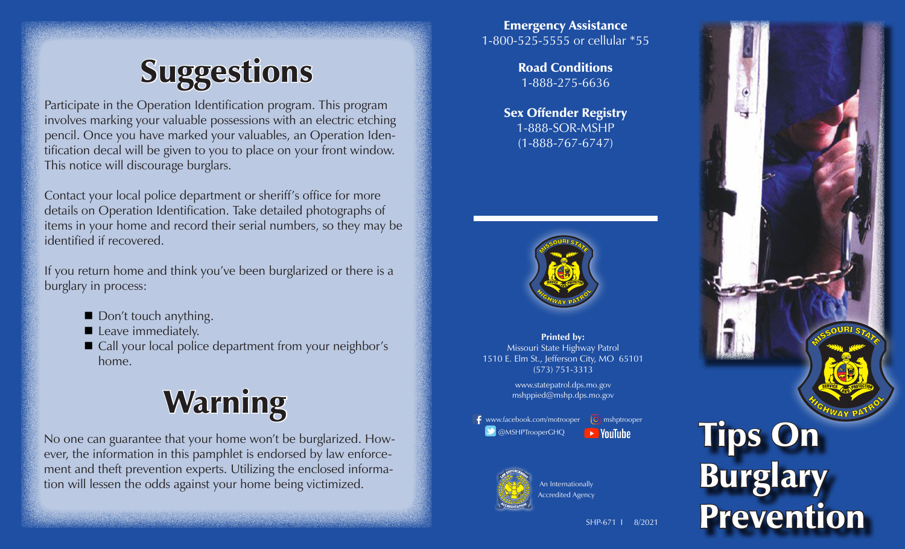# Suggestions

Participate in the Operation Identification program. This program involves marking your valuable possessions with an electric etching pencil. Once you have marked your valuables, an Operation Identification decal will be given to you to place on your front window. This notice will discourage burglars.

Contact your local police department or sheriff's office for more details on Operation Identification. Take detailed photographs of items in your home and record their serial numbers, so they may be identified if recovered.

If you return home and think you've been burglarized or there is a burglary in process:

- Don't touch anything.
- Leave immediately.
- Call your local police department from your neighbor's home.

# Warning

No one can guarantee that your home won't be burglarized. However, the information in this pamphlet is endorsed by law enforcement and theft prevention experts. Utilizing the enclosed information will lessen the odds against your home being victimized.

**Emergency Assistance**
1-800-525-5555 or cellular *55

**Road Conditions**
1-888-275-6636

**Sex Offender Registry**
1-888-SOR-MSHP
(1-888-767-6747)

**Printed by:**
Missouri State Highway Patrol
1510 E. Elm St., Jefferson City, MO 65101
(573) 751-3313

www.statepatrol.dps.mo.gov
mshppied@mshp.dps.mo.gov

www.facebook.com/motrooper
mshptrooper
@MSHPTrooperGHQ
YouTube

An Internationally Accredited Agency

SHP-671 I 8/2021

# Tips On Burglary Prevention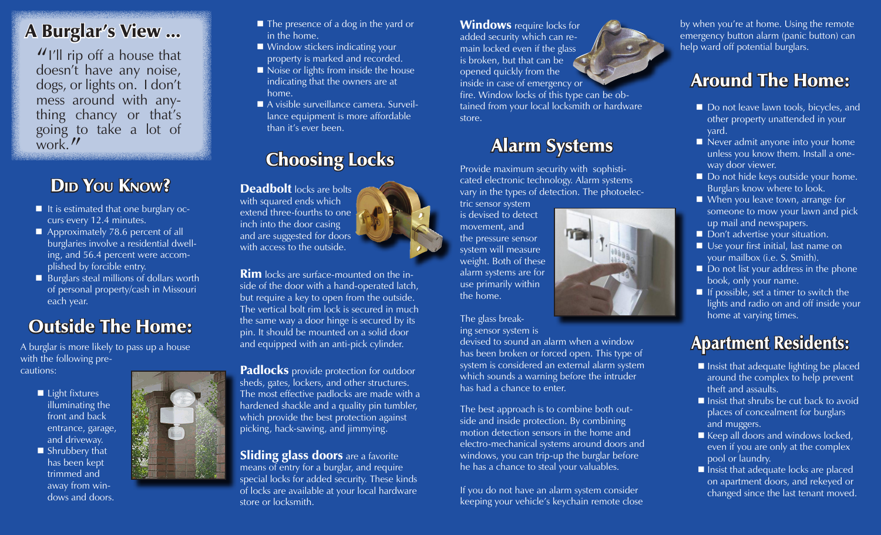## A Burglar's View ...

"I'll rip off a house that doesn't have any noise, dogs, or lights on. I don't mess around with anything chancy or that's going to take a lot of work."

## Did You Know?

- It is estimated that one burglary occurs every 12.4 minutes.
- Approximately 78.6 percent of all burglaries involve a residential dwelling, and 56.4 percent were accomplished by forcible entry.
- Burglars steal millions of dollars worth of personal property/cash in Missouri each year.

## Outside The Home:

A burglar is more likely to pass up a house with the following precautions:

- Light fixtures illuminating the front and back entrance, garage, and driveway.
- Shrubbery that has been kept trimmed and away from windows and doors.
- The presence of a dog in the yard or in the home.
- Window stickers indicating your property is marked and recorded.
- Noise or lights from inside the house indicating that the owners are at home.
- A visible surveillance camera. Surveillance equipment is more affordable than it's ever been.

## Choosing Locks

**Deadbolt** locks are bolts with squared ends which extend three-fourths to one inch into the door casing and are suggested for doors with access to the outside.

**Rim** locks are surface-mounted on the inside of the door with a hand-operated latch, but require a key to open from the outside. The vertical bolt rim lock is secured in much the same way a door hinge is secured by its pin. It should be mounted on a solid door and equipped with an anti-pick cylinder.

**Padlocks** provide protection for outdoor sheds, gates, lockers, and other structures. The most effective padlocks are made with a hardened shackle and a quality pin tumbler, which provide the best protection against picking, hack-sawing, and jimmying.

**Sliding glass doors** are a favorite means of entry for a burglar, and require special locks for added security. These kinds of locks are available at your local hardware store or locksmith.

**Windows** require locks for added security which can remain locked even if the glass is broken, but that can be opened quickly from the inside in case of emergency or fire. Window locks of this type can be obtained from your local locksmith or hardware store.

## Alarm Systems

Provide maximum security with sophisticated electronic technology. Alarm systems vary in the types of detection. The photoelectric sensor system is devised to detect movement, and the pressure sensor system will measure weight. Both of these alarm systems are for use primarily within the home.

The glass breaking sensor system is devised to sound an alarm when a window has been broken or forced open. This type of system is considered an external alarm system which sounds a warning before the intruder has had a chance to enter.

The best approach is to combine both outside and inside protection. By combining motion detection sensors in the home and electro-mechanical systems around doors and windows, you can trip-up the burglar before he has a chance to steal your valuables.

If you do not have an alarm system consider keeping your vehicle's keychain remote close by when you're at home. Using the remote emergency button alarm (panic button) can help ward off potential burglars.

## Around The Home:

- Do not leave lawn tools, bicycles, and other property unattended in your yard.
- Never admit anyone into your home unless you know them. Install a one-way door viewer.
- Do not hide keys outside your home. Burglars know where to look.
- When you leave town, arrange for someone to mow your lawn and pick up mail and newspapers.
- Don't advertise your situation.
- Use your first initial, last name on your mailbox (i.e. S. Smith).
- Do not list your address in the phone book, only your name.
- If possible, set a timer to switch the lights and radio on and off inside your home at varying times.

## Apartment Residents:

- Insist that adequate lighting be placed around the complex to help prevent theft and assaults.
- Insist that shrubs be cut back to avoid places of concealment for burglars and muggers.
- Keep all doors and windows locked, even if you are only at the complex pool or laundry.
- Insist that adequate locks are placed on apartment doors, and rekeyed or changed since the last tenant moved.